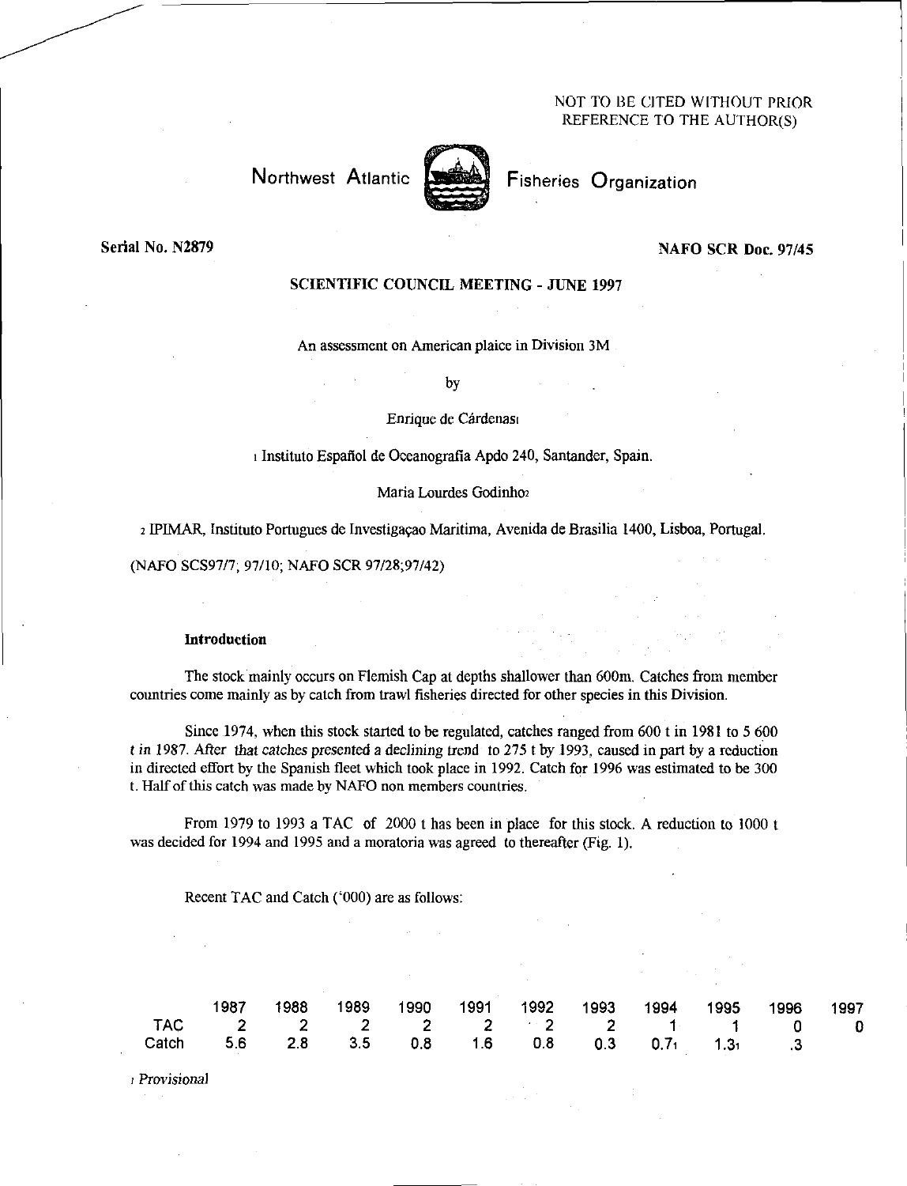NOT TO BE CITED WITHOUT PRIOR REFERENCE TO THE AUTHOR(S)

Northwest Atlantic Fisheries Organization

Serial No. N2879

NAFO SCR Doc. 97/45

## SCIENTIFIC COUNCIL MEETING - JUNE 1997

An assessment on American plaice in Division 3M

by

Enrique de Cárdenas[1]

[1] Instituto Español de Oceanografía Apdo 240, Santander, Spain.

Maria Lourdes Godinho[2]

[2] IPIMAR, Instituto Portugues de Investigaçao Maritima, Avenida de Brasilia 1400, Lisboa, Portugal.

(NAFO SCS97/7; 97/10; NAFO SCR 97/28;97/42)

### Introduction

The stock mainly occurs on Flemish Cap at depths shallower than 600m. Catches from member countries come mainly as by catch from trawl fisheries directed for other species in this Division.

Since 1974, when this stock started to be regulated, catches ranged from 600 t in 1981 to 5 600 t in 1987. After that catches presented a declining trend to 275 t by 1993, caused in part by a reduction in directed effort by the Spanish fleet which took place in 1992. Catch for 1996 was estimated to be 300 t. Half of this catch was made by NAFO non members countries.

From 1979 to 1993 a TAC of 2000 t has been in place for this stock. A reduction to 1000 t was decided for 1994 and 1995 and a moratoria was agreed to thereafter (Fig. 1).

Recent TAC and Catch ('000) are as follows:

| | 1987 | 1988 | 1989 | 1990 | 1991 | 1992 | 1993 | 1994 | 1995 | 1996 | 1997 |
|---|---|---|---|---|---|---|---|---|---|---|---|
| TAC | 2 | 2 | 2 | 2 | 2 | 2 | 2 | 1 | 1 | 0 | 0 |
| Catch | 5.6 | 2.8 | 3.5 | 0.8 | 1.6 | 0.8 | 0.3 | 0.7[1] | 1.3[1] | .3 | |

[1] *Provisional*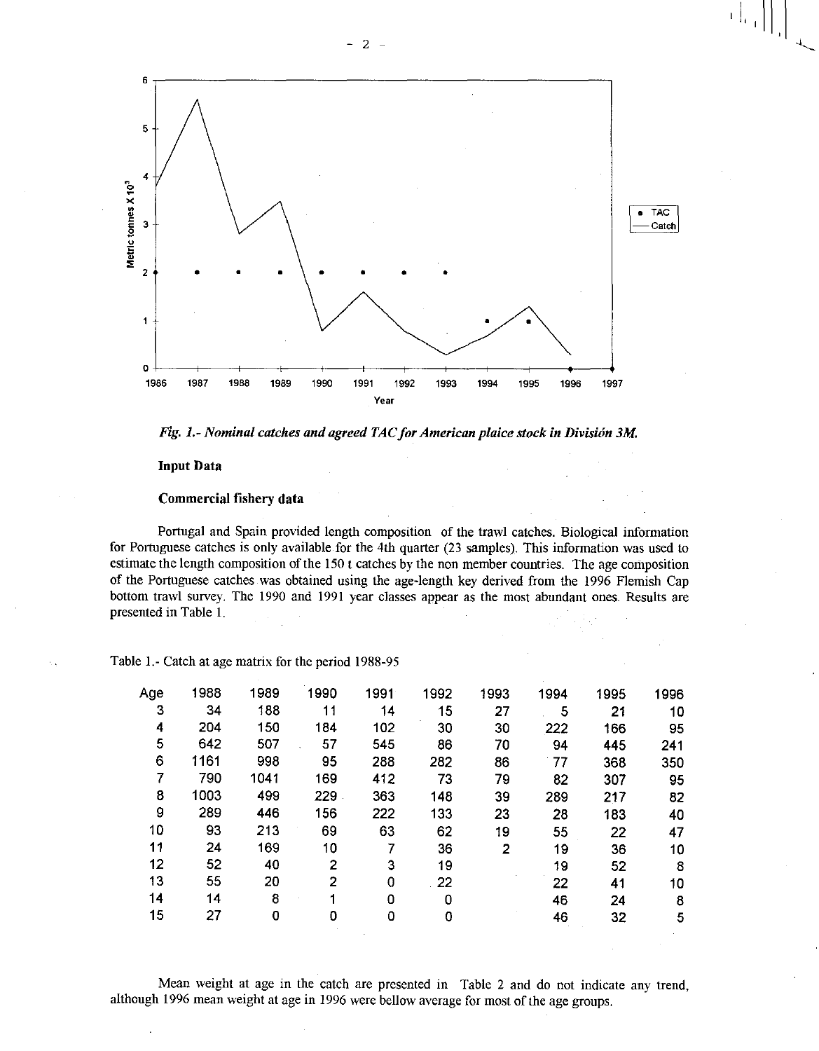*Fig. 1.- Nominal catches and agreed TAC for American plaice stock in División 3M.*

**Input Data**

**Commercial fishery data**

Portugal and Spain provided length composition of the trawl catches. Biological information for Portuguese catches is only available for the 4th quarter (23 samples). This information was used to estimate the length composition of the 150 t catches by the non member countries. The age composition of the Portuguese catches was obtained using the age-length key derived from the 1996 Flemish Cap bottom trawl survey. The 1990 and 1991 year classes appear as the most abundant ones. Results are presented in Table 1.

Table 1.- Catch at age matrix for the period 1988-95

| Age | 1988 | 1989 | 1990 | 1991 | 1992 | 1993 | 1994 | 1995 | 1996 |
|---|---|---|---|---|---|---|---|---|---|
| 3 | 34 | 188 | 11 | 14 | 15 | 27 | 5 | 21 | 10 |
| 4 | 204 | 150 | 184 | 102 | 30 | 30 | 222 | 166 | 95 |
| 5 | 642 | 507 | 57 | 545 | 86 | 70 | 94 | 445 | 241 |
| 6 | 1161 | 998 | 95 | 288 | 282 | 86 | 77 | 368 | 350 |
| 7 | 790 | 1041 | 169 | 412 | 73 | 79 | 82 | 307 | 95 |
| 8 | 1003 | 499 | 229 | 363 | 148 | 39 | 289 | 217 | 82 |
| 9 | 289 | 446 | 156 | 222 | 133 | 23 | 28 | 183 | 40 |
| 10 | 93 | 213 | 69 | 63 | 62 | 19 | 55 | 22 | 47 |
| 11 | 24 | 169 | 10 | 7 | 36 | 2 | 19 | 36 | 10 |
| 12 | 52 | 40 | 2 | 3 | 19 | | 19 | 52 | 8 |
| 13 | 55 | 20 | 2 | 0 | 22 | | 22 | 41 | 10 |
| 14 | 14 | 8 | 1 | 0 | 0 | | 46 | 24 | 8 |
| 15 | 27 | 0 | 0 | 0 | 0 | | 46 | 32 | 5 |

Mean weight at age in the catch are presented in Table 2 and do not indicate any trend, although 1996 mean weight at age in 1996 were bellow average for most of the age groups.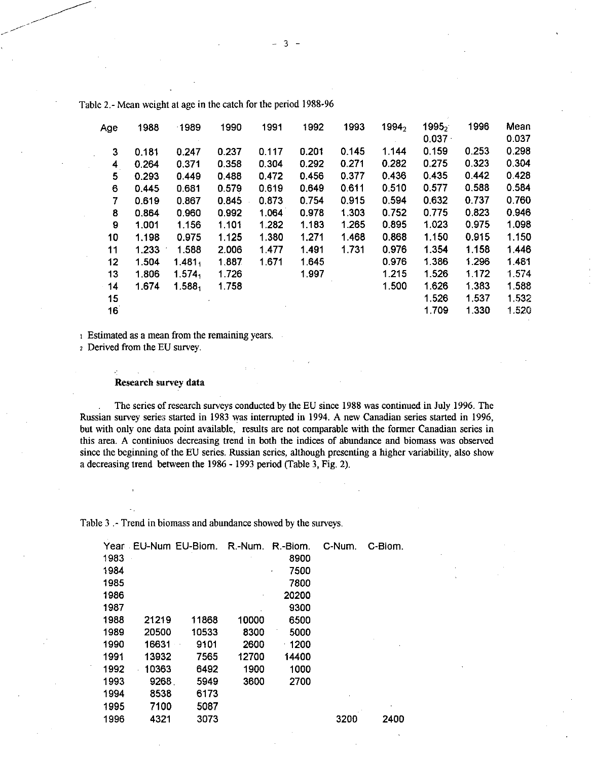Table 2.- Mean weight at age in the catch for the period 1988-96

| Age | 1988 | 1989 | 1990 | 1991 | 1992 | 1993 | 1994[2] | 1995[2] | 1996 | Mean |
|---|---|---|---|---|---|---|---|---|---|---|
| | | | | | | | | 0.037 | | 0.037 |
| 3 | 0.181 | 0.247 | 0.237 | 0.117 | 0.201 | 0.145 | 1.144 | 0.159 | 0.253 | 0.298 |
| 4 | 0.264 | 0.371 | 0.358 | 0.304 | 0.292 | 0.271 | 0.282 | 0.275 | 0.323 | 0.304 |
| 5 | 0.293 | 0.449 | 0.488 | 0.472 | 0.456 | 0.377 | 0.436 | 0.435 | 0.442 | 0.428 |
| 6 | 0.445 | 0.681 | 0.579 | 0.619 | 0.649 | 0.611 | 0.510 | 0.577 | 0.588 | 0.584 |
| 7 | 0.619 | 0.867 | 0.845 | 0.873 | 0.754 | 0.915 | 0.594 | 0.632 | 0.737 | 0.760 |
| 8 | 0.864 | 0.960 | 0.992 | 1.064 | 0.978 | 1.303 | 0.752 | 0.775 | 0.823 | 0.946 |
| 9 | 1.001 | 1.156 | 1.101 | 1.282 | 1.183 | 1.265 | 0.895 | 1.023 | 0.975 | 1.098 |
| 10 | 1.198 | 0.975 | 1.125 | 1.380 | 1.271 | 1.468 | 0.868 | 1.150 | 0.915 | 1.150 |
| 11 | 1.233 | 1.588 | 2.006 | 1.477 | 1.491 | 1.731 | 0.976 | 1.354 | 1.158 | 1.446 |
| 12 | 1.504 | 1.481[1] | 1.887 | 1.671 | 1.645 | | 0.976 | 1.386 | 1.296 | 1.481 |
| 13 | 1.806 | 1.574[1] | 1.726 | | 1.997 | | 1.215 | 1.526 | 1.172 | 1.574 |
| 14 | 1.674 | 1.588[1] | 1.758 | | | | 1.500 | 1.626 | 1.383 | 1.588 |
| 15 | | | | | | | | 1.526 | 1.537 | 1.532 |
| 16 | | | | | | | | 1.709 | 1.330 | 1.520 |

[1] Estimated as a mean from the remaining years.
[2] Derived from the EU survey.

### Research survey data

The series of research surveys conducted by the EU since 1988 was continued in July 1996. The Russian survey series started in 1983 was interrupted in 1994. A new Canadian series started in 1996, but with only one data point available, results are not comparable with the former Canadian series in this area. A continiuos decreasing trend in both the indices of abundance and biomass was observed since the beginning of the EU series. Russian series, although presenting a higher variability, also show a decreasing trend between the 1986 - 1993 period (Table 3, Fig. 2).

Table 3 .- Trend in biomass and abundance showed by the surveys.

| Year | EU-Num | EU-Biom. | R.-Num. | R.-Biom. | C-Num. | C-Biom. |
|---|---|---|---|---|---|---|
| 1983 | | | | 8900 | | |
| 1984 | | | | 7500 | | |
| 1985 | | | | 7800 | | |
| 1986 | | | | 20200 | | |
| 1987 | | | | 9300 | | |
| 1988 | 21219 | 11868 | 10000 | 6500 | | |
| 1989 | 20500 | 10533 | 8300 | 5000 | | |
| 1990 | 16631 | 9101 | 2600 | 1200 | | |
| 1991 | 13932 | 7565 | 12700 | 14400 | | |
| 1992 | 10363 | 6492 | 1900 | 1000 | | |
| 1993 | 9268 | 5949 | 3600 | 2700 | | |
| 1994 | 8538 | 6173 | | | | |
| 1995 | 7100 | 5087 | | | | |
| 1996 | 4321 | 3073 | | | 3200 | 2400 |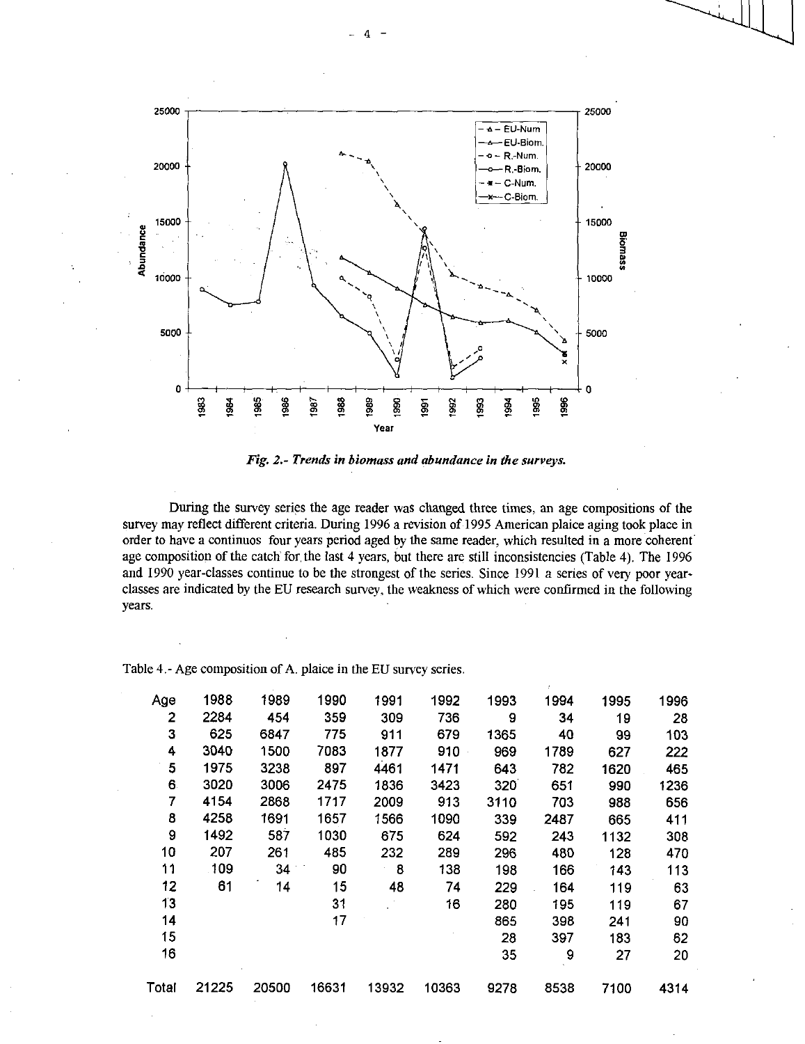*Fig. 2.- Trends in biomass and abundance in the surveys.*

During the survey series the age reader was changed three times, an age compositions of the survey may reflect different criteria. During 1996 a revision of 1995 American plaice aging took place in order to have a continuos four years period aged by the same reader, which resulted in a more coherent age composition of the catch for the last 4 years, but there are still inconsistencies (Table 4). The 1996 and 1990 year-classes continue to be the strongest of the series. Since 1991 a series of very poor year-classes are indicated by the EU research survey, the weakness of which were confirmed in the following years.

Table 4.- Age composition of A. plaice in the EU survey series.

| Age | 1988 | 1989 | 1990 | 1991 | 1992 | 1993 | 1994 | 1995 | 1996 |
|---|---|---|---|---|---|---|---|---|---|
| 2 | 2284 | 454 | 359 | 309 | 736 | 9 | 34 | 19 | 28 |
| 3 | 625 | 6847 | 775 | 911 | 679 | 1365 | 40 | 99 | 103 |
| 4 | 3040 | 1500 | 7083 | 1877 | 910 | 969 | 1789 | 627 | 222 |
| 5 | 1975 | 3238 | 897 | 4461 | 1471 | 643 | 782 | 1620 | 465 |
| 6 | 3020 | 3006 | 2475 | 1836 | 3423 | 320 | 651 | 990 | 1236 |
| 7 | 4154 | 2868 | 1717 | 2009 | 913 | 3110 | 703 | 988 | 656 |
| 8 | 4258 | 1691 | 1657 | 1566 | 1090 | 339 | 2487 | 665 | 411 |
| 9 | 1492 | 587 | 1030 | 675 | 624 | 592 | 243 | 1132 | 308 |
| 10 | 207 | 261 | 485 | 232 | 289 | 296 | 480 | 128 | 470 |
| 11 | 109 | 34 | 90 | 8 | 138 | 198 | 166 | 143 | 113 |
| 12 | 61 | 14 | 15 | 48 | 74 | 229 | 164 | 119 | 63 |
| 13 | | | 31 | | 16 | 280 | 195 | 119 | 67 |
| 14 | | | 17 | | | 865 | 398 | 241 | 90 |
| 15 | | | | | | 28 | 397 | 183 | 62 |
| 16 | | | | | | 35 | 9 | 27 | 20 |
| Total | 21225 | 20500 | 16631 | 13932 | 10363 | 9278 | 8538 | 7100 | 4314 |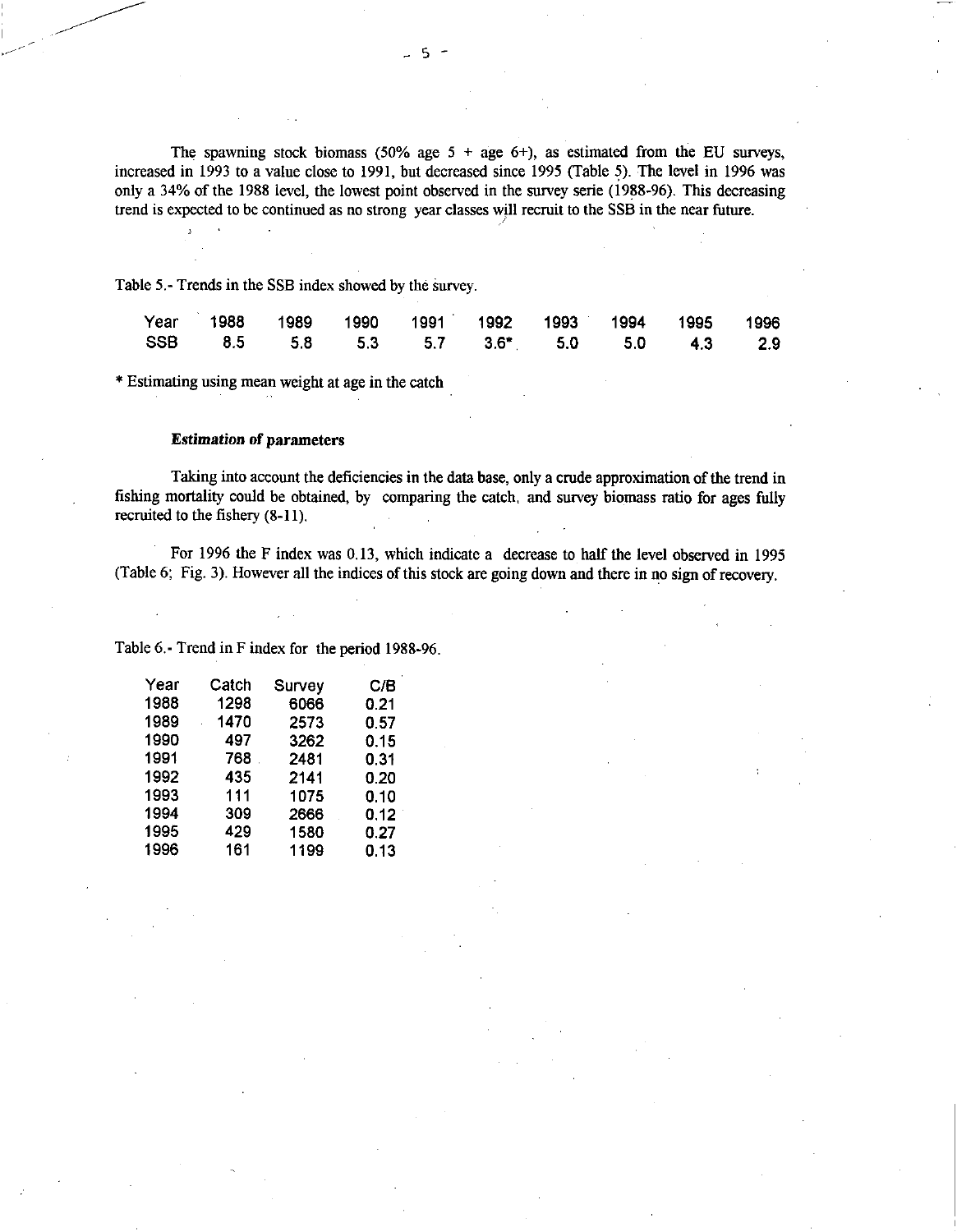The spawning stock biomass (50% age 5 + age 6+), as estimated from the EU surveys, increased in 1993 to a value close to 1991, but decreased since 1995 (Table 5). The level in 1996 was only a 34% of the 1988 level, the lowest point observed in the survey serie (1988-96). This decreasing trend is expected to be continued as no strong year classes will recruit to the SSB in the near future.

Table 5.- Trends in the SSB index showed by the survey.

| Year | 1988 | 1989 | 1990 | 1991 | 1992 | 1993 | 1994 | 1995 | 1996 |
|---|---|---|---|---|---|---|---|---|---|
| SSB | 8.5 | 5.8 | 5.3 | 5.7 | 3.6* | 5.0 | 5.0 | 4.3 | 2.9 |

\* Estimating using mean weight at age in the catch

### *Estimation of parameters*

Taking into account the deficiencies in the data base, only a crude approximation of the trend in fishing mortality could be obtained, by comparing the catch, and survey biomass ratio for ages fully recruited to the fishery (8-11).

For 1996 the F index was 0.13, which indicate a decrease to half the level observed in 1995 (Table 6; Fig. 3). However all the indices of this stock are going down and there in no sign of recovery.

Table 6.- Trend in F index for the period 1988-96.

| Year | Catch | Survey | C/B |
|---|---|---|---|
| 1988 | 1298 | 6066 | 0.21 |
| 1989 | 1470 | 2573 | 0.57 |
| 1990 | 497 | 3262 | 0.15 |
| 1991 | 768 | 2481 | 0.31 |
| 1992 | 435 | 2141 | 0.20 |
| 1993 | 111 | 1075 | 0.10 |
| 1994 | 309 | 2666 | 0.12 |
| 1995 | 429 | 1580 | 0.27 |
| 1996 | 161 | 1199 | 0.13 |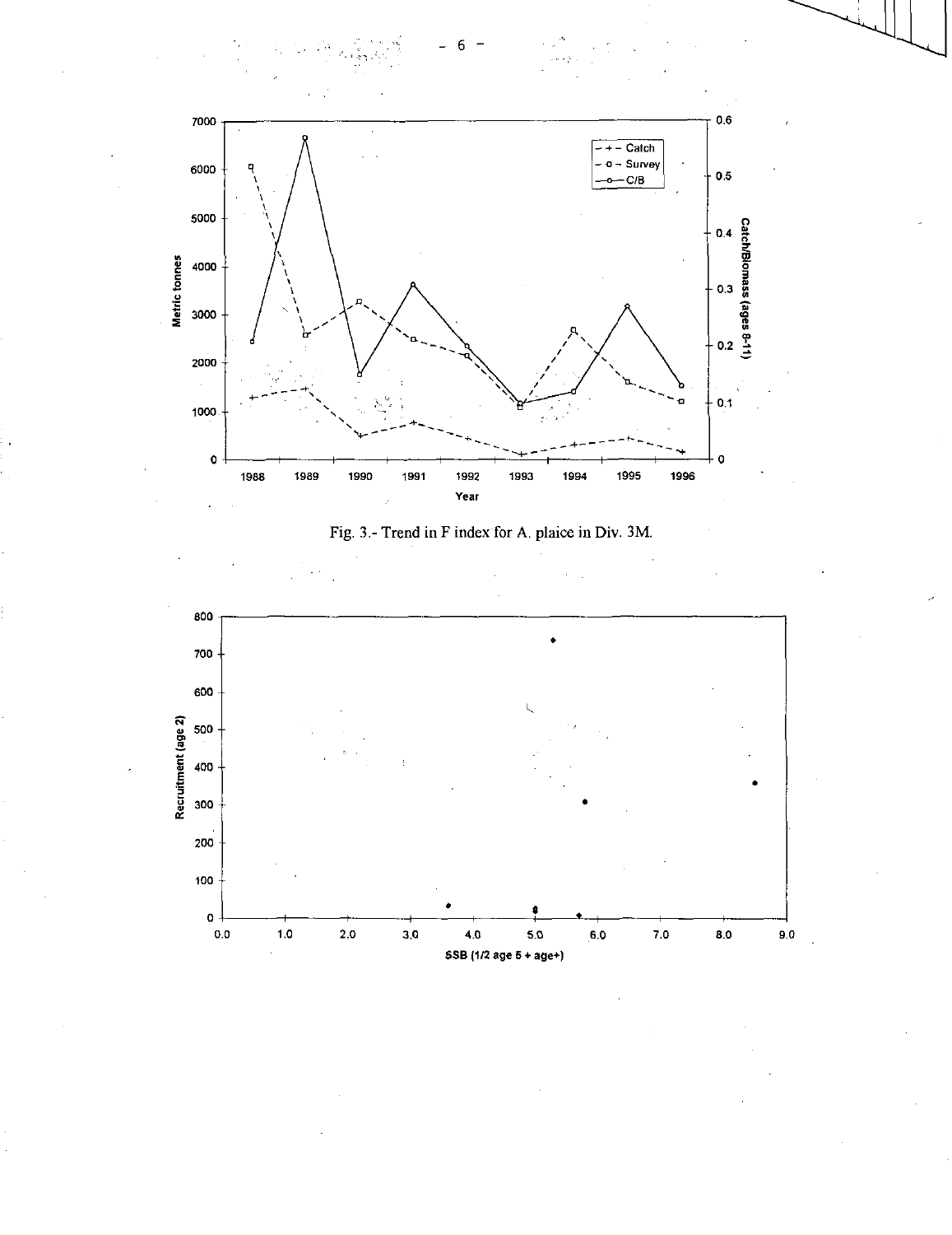Fig. 3.- Trend in F index for A. plaice in Div. 3M.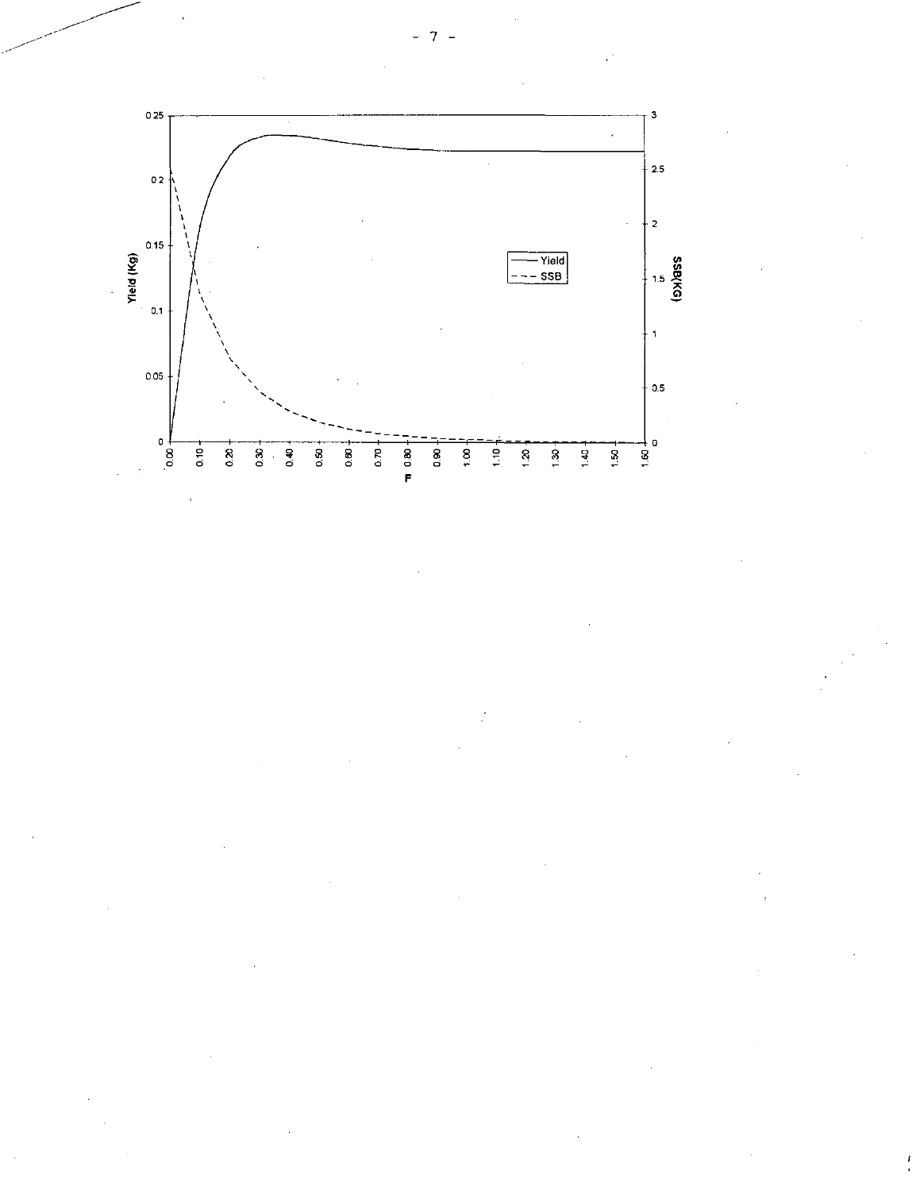0.25
0.2
0.15
0.1
0.05
0

Yield (Kg)

3
2.5
2
1.5
1
0.5
0

SSB(KG)

Yield
SSB

0.00 0.10 0.20 0.30 0.40 0.50 0.60 0.70 0.80 0.90 1.00 1.10 1.20 1.30 1.40 1.50 1.60

F